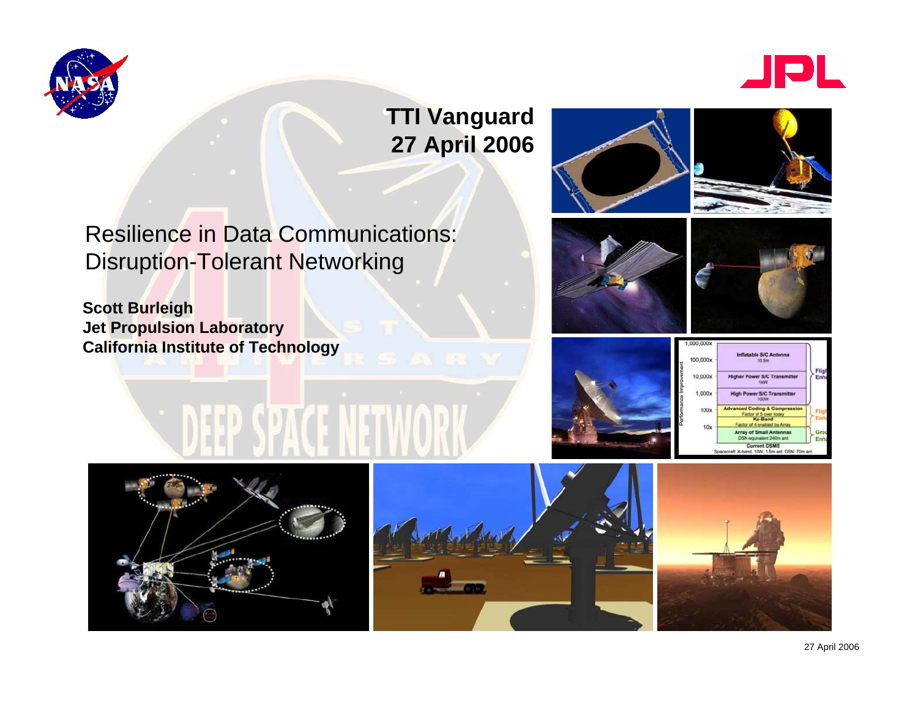**TTI Vanguard**
**27 April 2006**

# Resilience in Data Communications: Disruption-Tolerant Networking

**Scott Burleigh**
**Jet Propulsion Laboratory**
**California Institute of Technology**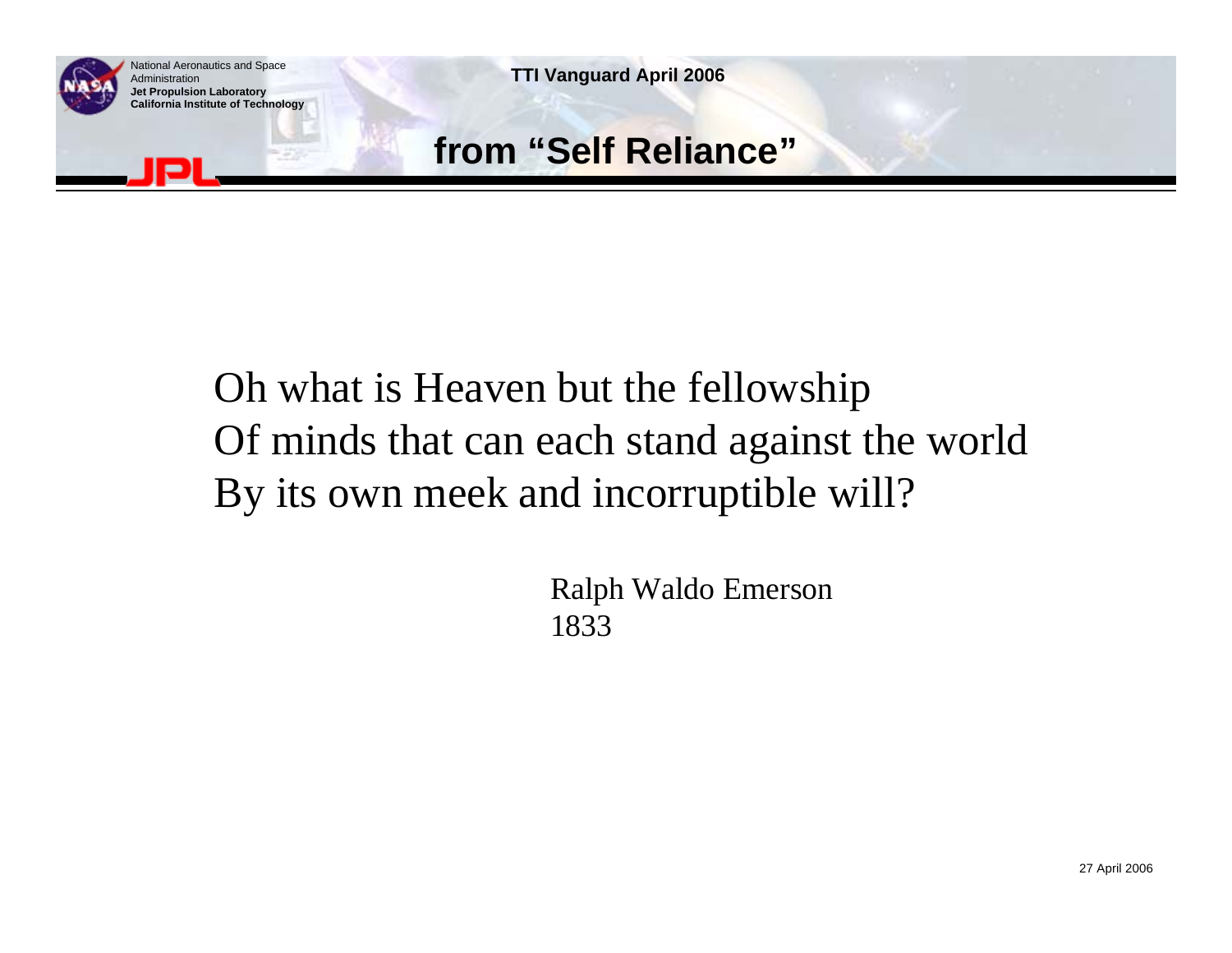## from "Self Reliance"

Oh what is Heaven but the fellowship
Of minds that can each stand against the world
By its own meek and incorruptible will?

Ralph Waldo Emerson
1833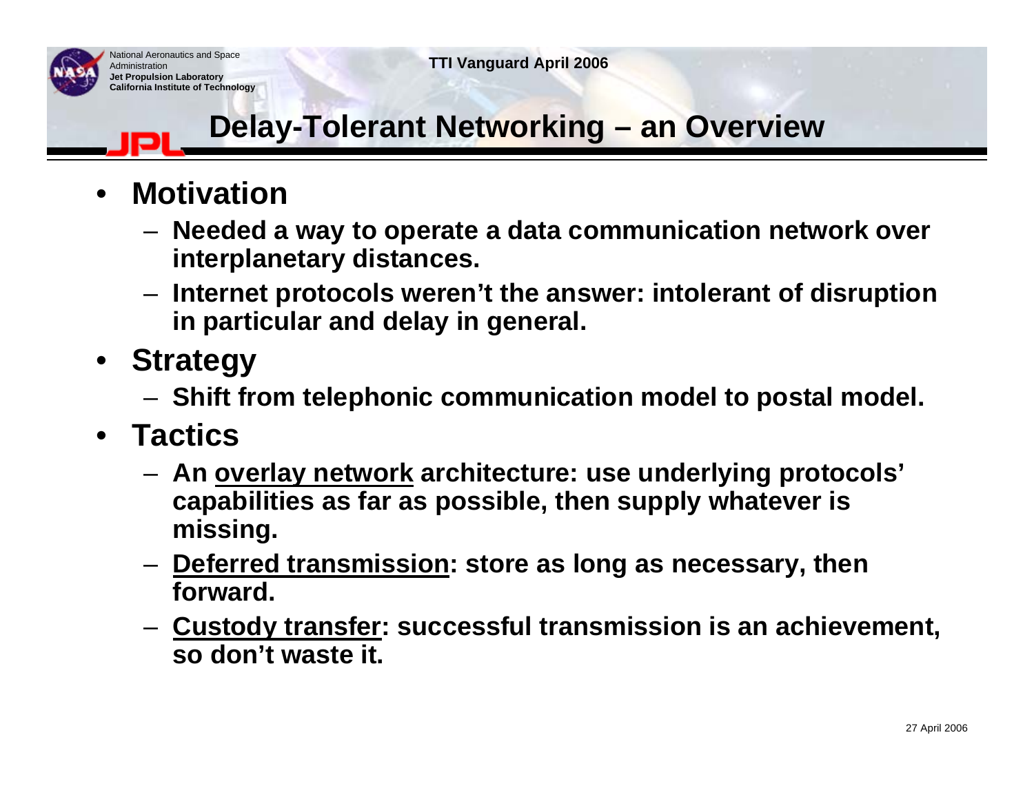# Delay-Tolerant Networking – an Overview

- **Motivation**
  - **Needed a way to operate a data communication network over interplanetary distances.**
  - **Internet protocols weren't the answer: intolerant of disruption in particular and delay in general.**
- **Strategy**
  - **Shift from telephonic communication model to postal model.**
- **Tactics**
  - **An overlay network architecture: use underlying protocols' capabilities as far as possible, then supply whatever is missing.**
  - **Deferred transmission: store as long as necessary, then forward.**
  - **Custody transfer: successful transmission is an achievement, so don't waste it.**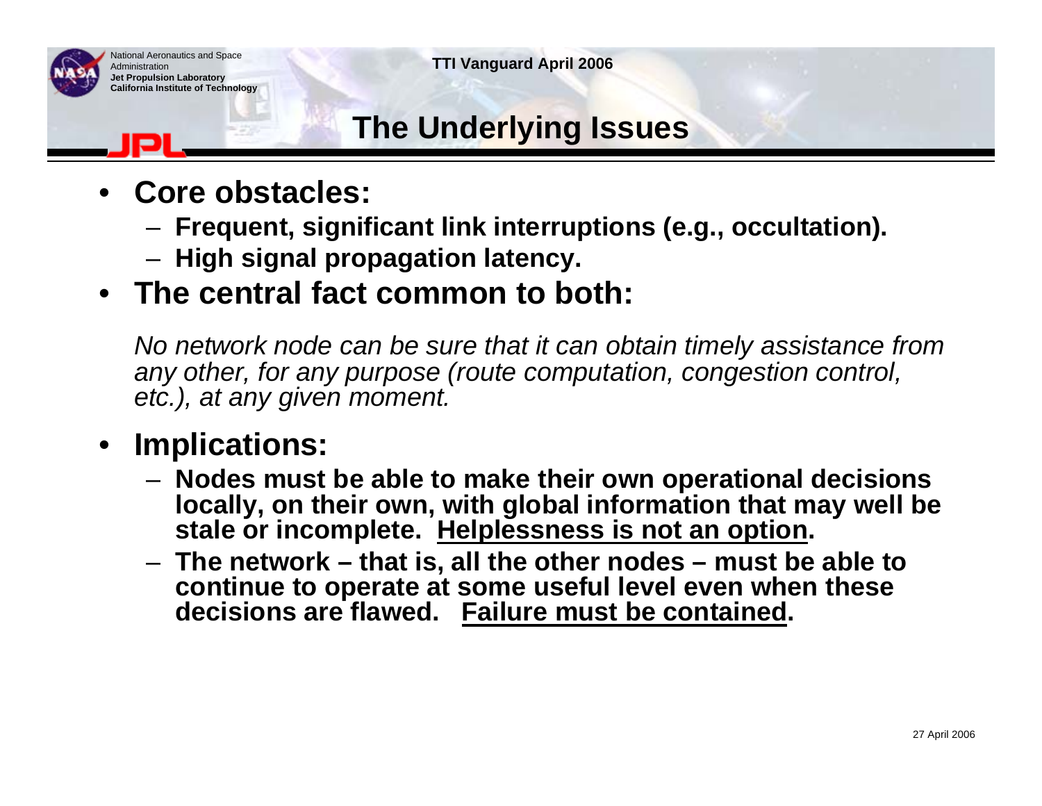# The Underlying Issues

- **Core obstacles:**
  - **Frequent, significant link interruptions (e.g., occultation).**
  - **High signal propagation latency.**
- **The central fact common to both:**

  *No network node can be sure that it can obtain timely assistance from any other, for any purpose (route computation, congestion control, etc.), at any given moment.*

- **Implications:**
  - **Nodes must be able to make their own operational decisions locally, on their own, with global information that may well be stale or incomplete. <u>Helplessness is not an option</u>.**
  - **The network – that is, all the other nodes – must be able to continue to operate at some useful level even when these decisions are flawed. <u>Failure must be contained</u>.**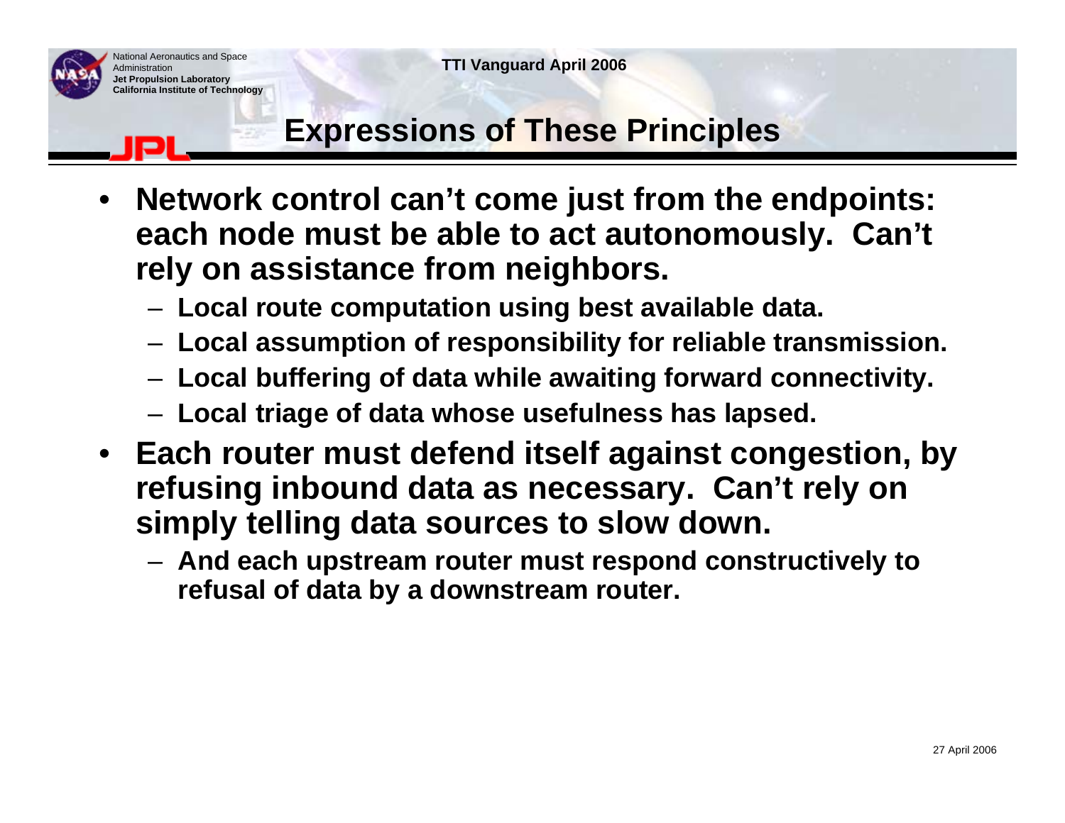## Expressions of These Principles

- Network control can't come just from the endpoints: each node must be able to act autonomously. Can't rely on assistance from neighbors.
  - Local route computation using best available data.
  - Local assumption of responsibility for reliable transmission.
  - Local buffering of data while awaiting forward connectivity.
  - Local triage of data whose usefulness has lapsed.
- Each router must defend itself against congestion, by refusing inbound data as necessary. Can't rely on simply telling data sources to slow down.
  - And each upstream router must respond constructively to refusal of data by a downstream router.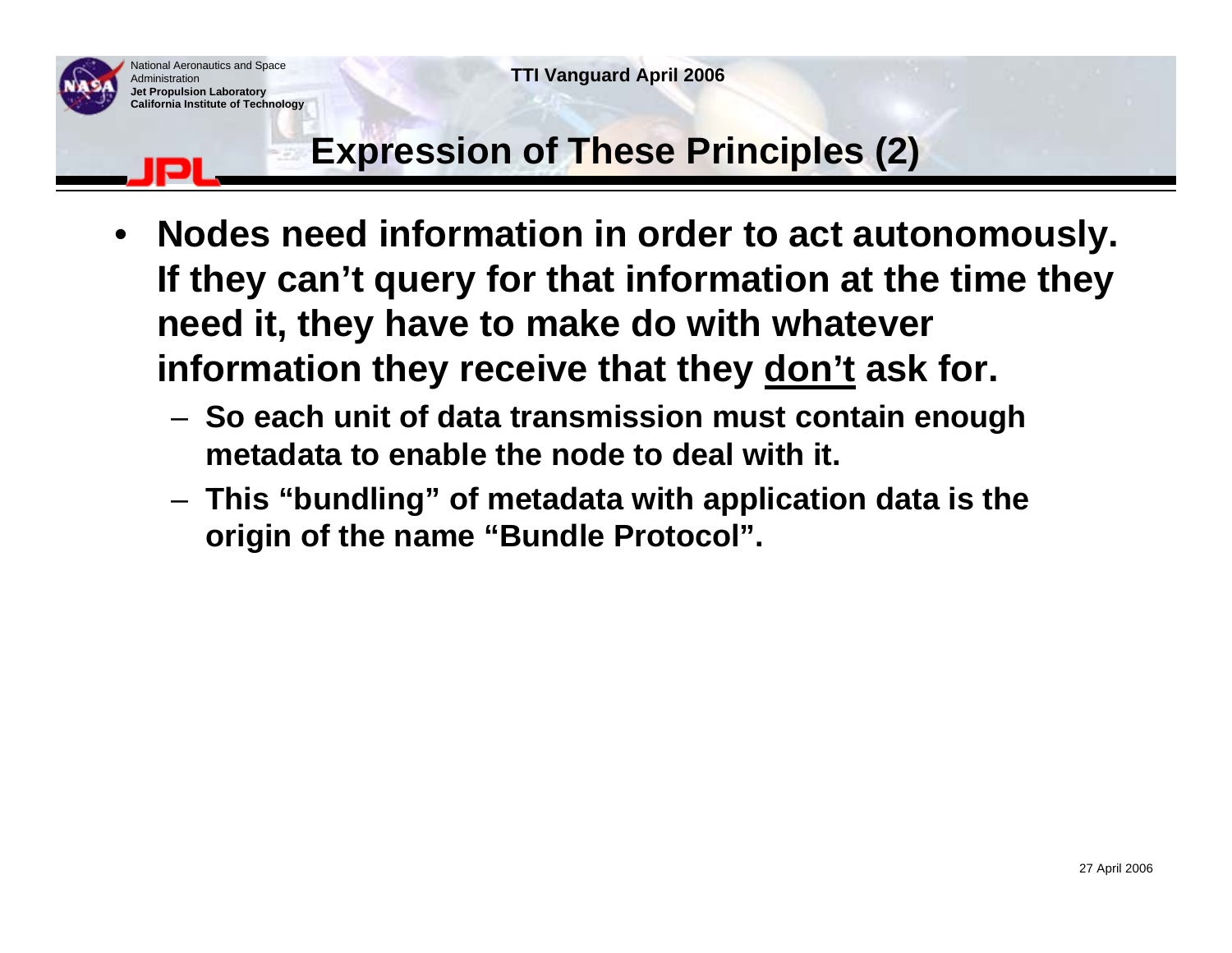# Expression of These Principles (2)

- **Nodes need information in order to act autonomously. If they can't query for that information at the time they need it, they have to make do with whatever information they receive that they <u>don't</u> ask for.**
  - **So each unit of data transmission must contain enough metadata to enable the node to deal with it.**
  - **This "bundling" of metadata with application data is the origin of the name "Bundle Protocol".**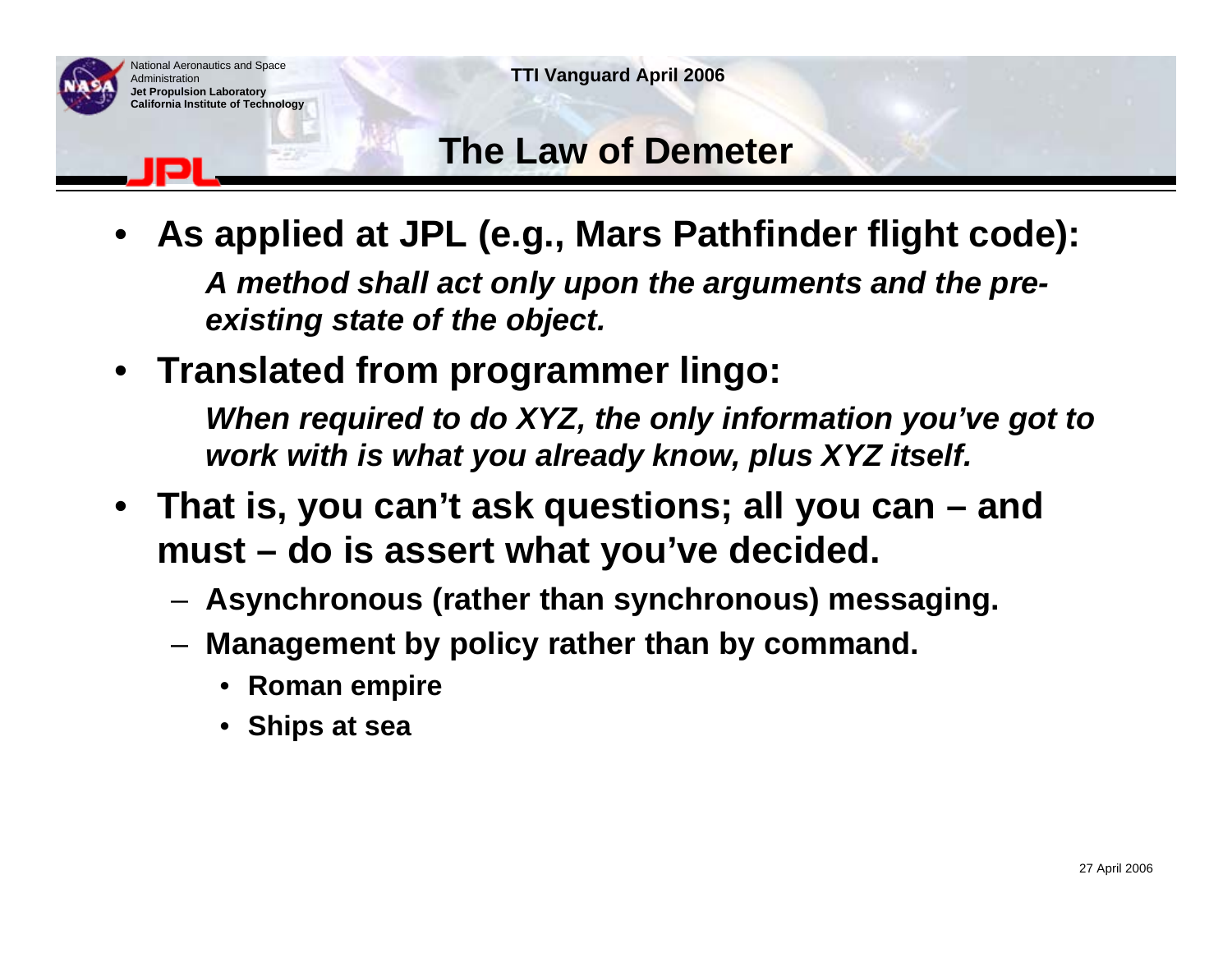# The Law of Demeter

- **As applied at JPL (e.g., Mars Pathfinder flight code):**

  ***A method shall act only upon the arguments and the pre-existing state of the object.***

- **Translated from programmer lingo:**

  ***When required to do XYZ, the only information you've got to work with is what you already know, plus XYZ itself.***

- **That is, you can't ask questions; all you can – and must – do is assert what you've decided.**
  - **Asynchronous (rather than synchronous) messaging.**
  - **Management by policy rather than by command.**
    - **Roman empire**
    - **Ships at sea**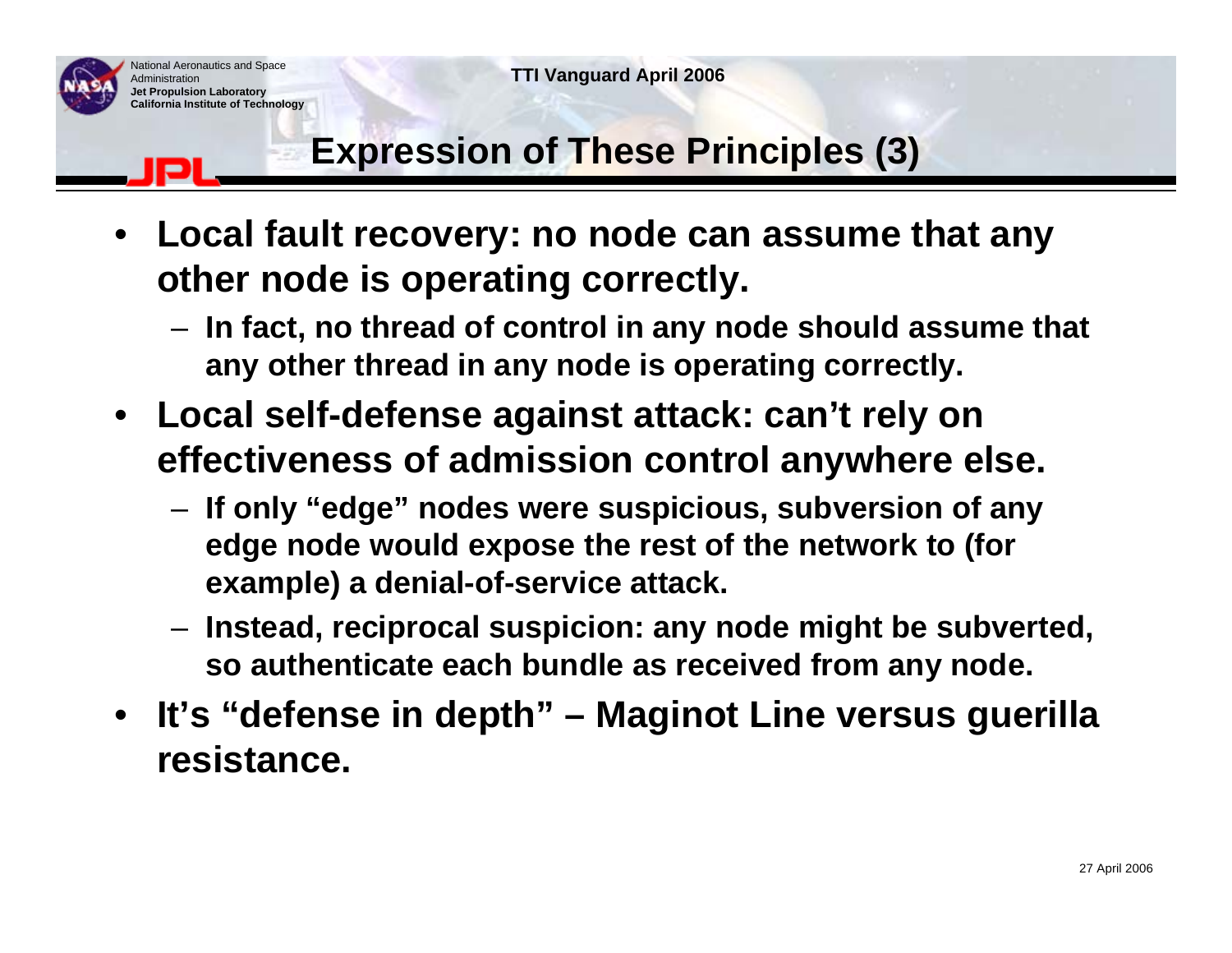# Expression of These Principles (3)

- **Local fault recovery: no node can assume that any other node is operating correctly.**
  - **In fact, no thread of control in any node should assume that any other thread in any node is operating correctly.**
- **Local self-defense against attack: can't rely on effectiveness of admission control anywhere else.**
  - **If only "edge" nodes were suspicious, subversion of any edge node would expose the rest of the network to (for example) a denial-of-service attack.**
  - **Instead, reciprocal suspicion: any node might be subverted, so authenticate each bundle as received from any node.**
- **It's "defense in depth" – Maginot Line versus guerilla resistance.**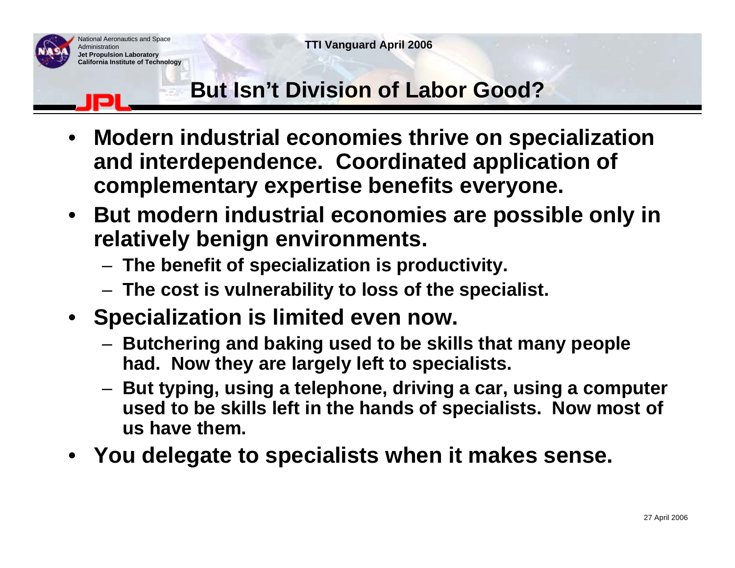# But Isn't Division of Labor Good?

- **Modern industrial economies thrive on specialization and interdependence. Coordinated application of complementary expertise benefits everyone.**
- **But modern industrial economies are possible only in relatively benign environments.**
  - **The benefit of specialization is productivity.**
  - **The cost is vulnerability to loss of the specialist.**
- **Specialization is limited even now.**
  - **Butchering and baking used to be skills that many people had. Now they are largely left to specialists.**
  - **But typing, using a telephone, driving a car, using a computer used to be skills left in the hands of specialists. Now most of us have them.**
- **You delegate to specialists when it makes sense.**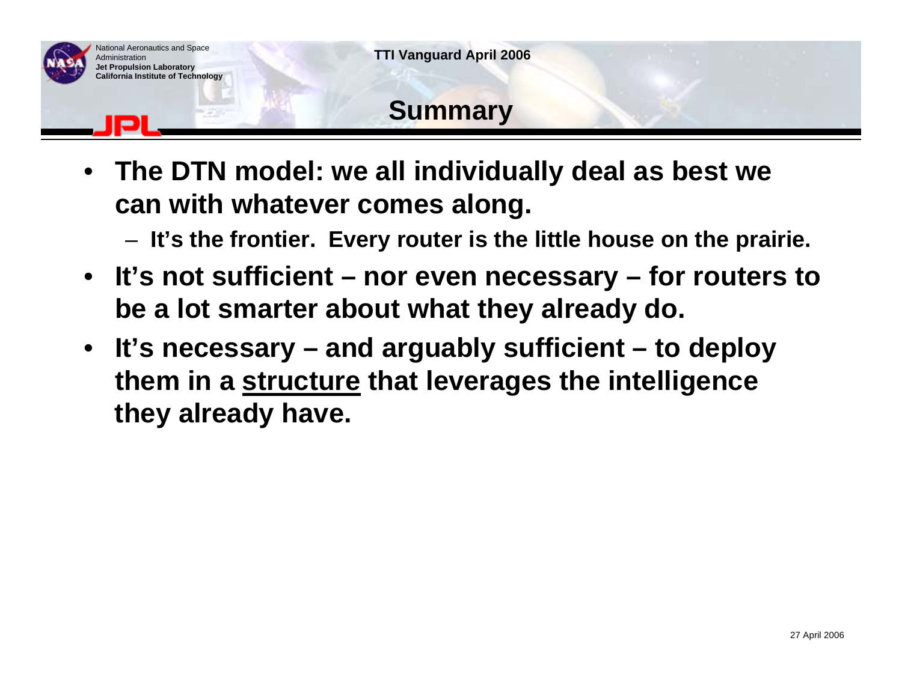# Summary

- **The DTN model: we all individually deal as best we can with whatever comes along.**
  - **It's the frontier. Every router is the little house on the prairie.**
- **It's not sufficient – nor even necessary – for routers to be a lot smarter about what they already do.**
- **It's necessary – and arguably sufficient – to deploy them in a <u>structure</u> that leverages the intelligence they already have.**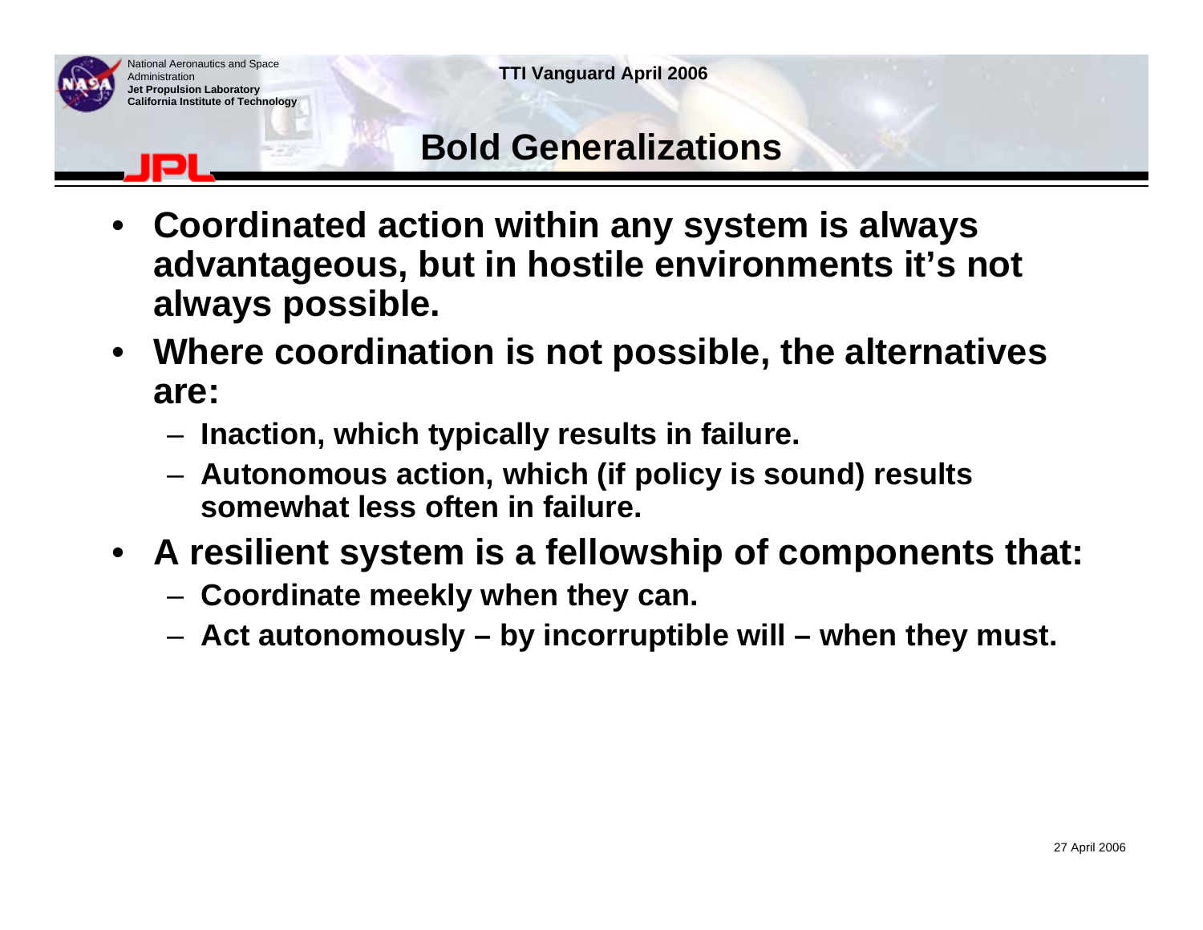## Bold Generalizations

- **Coordinated action within any system is always advantageous, but in hostile environments it's not always possible.**
- **Where coordination is not possible, the alternatives are:**
  - **Inaction, which typically results in failure.**
  - **Autonomous action, which (if policy is sound) results somewhat less often in failure.**
- **A resilient system is a fellowship of components that:**
  - **Coordinate meekly when they can.**
  - **Act autonomously – by incorruptible will – when they must.**